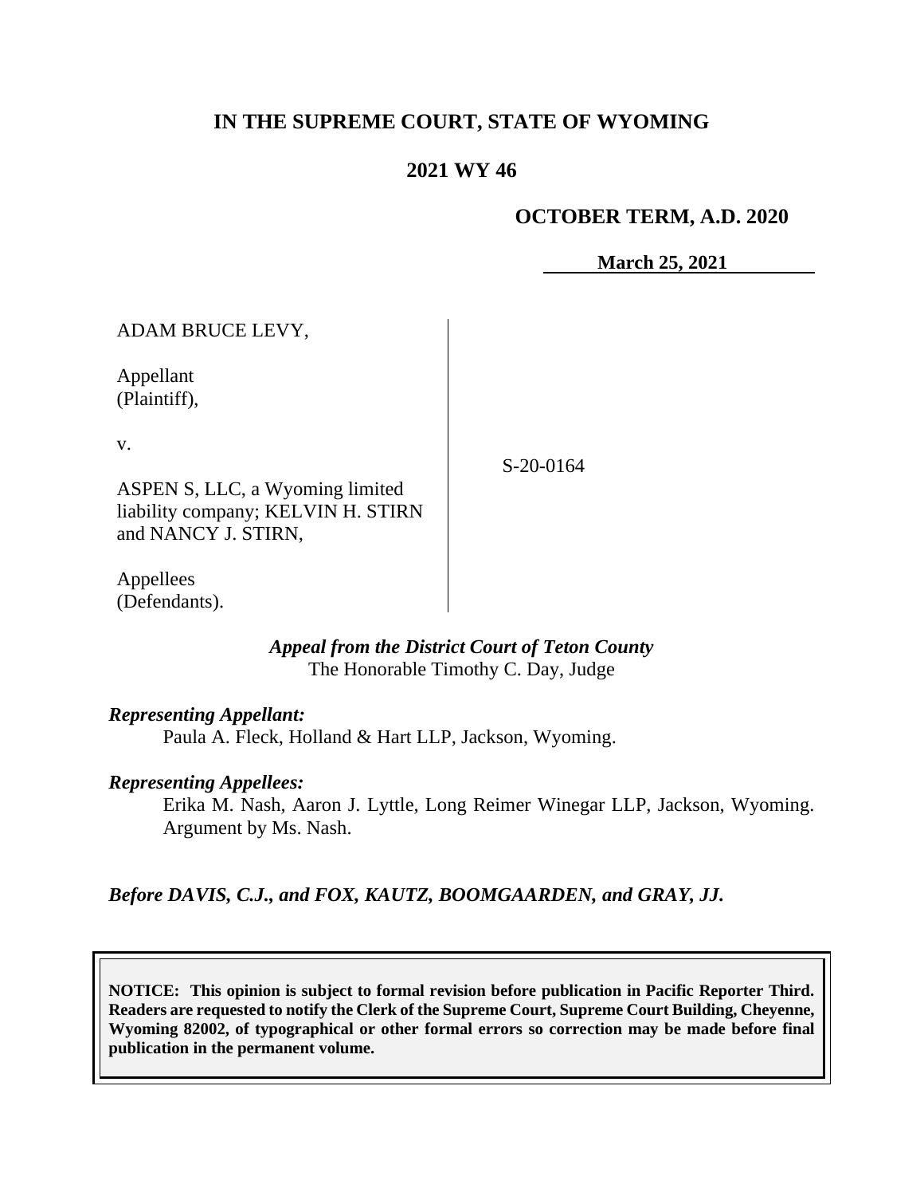# IN THE SUPREME COURT, STATE OF WYOMING

## 2021 WY 46

**OCTOBER TERM, A.D. 2020**

**March 25, 2021**

ADAM BRUCE LEVY,

Appellant
(Plaintiff),

v.

ASPEN S, LLC, a Wyoming limited liability company; KELVIN H. STIRN and NANCY J. STIRN,

Appellees
(Defendants).

S-20-0164

***Appeal from the District Court of Teton County***
The Honorable Timothy C. Day, Judge

***Representing Appellant:***

Paula A. Fleck, Holland & Hart LLP, Jackson, Wyoming.

***Representing Appellees:***

Erika M. Nash, Aaron J. Lyttle, Long Reimer Winegar LLP, Jackson, Wyoming. Argument by Ms. Nash.

***Before DAVIS, C.J., and FOX, KAUTZ, BOOMGAARDEN, and GRAY, JJ.***

**NOTICE: This opinion is subject to formal revision before publication in Pacific Reporter Third. Readers are requested to notify the Clerk of the Supreme Court, Supreme Court Building, Cheyenne, Wyoming 82002, of typographical or other formal errors so correction may be made before final publication in the permanent volume.**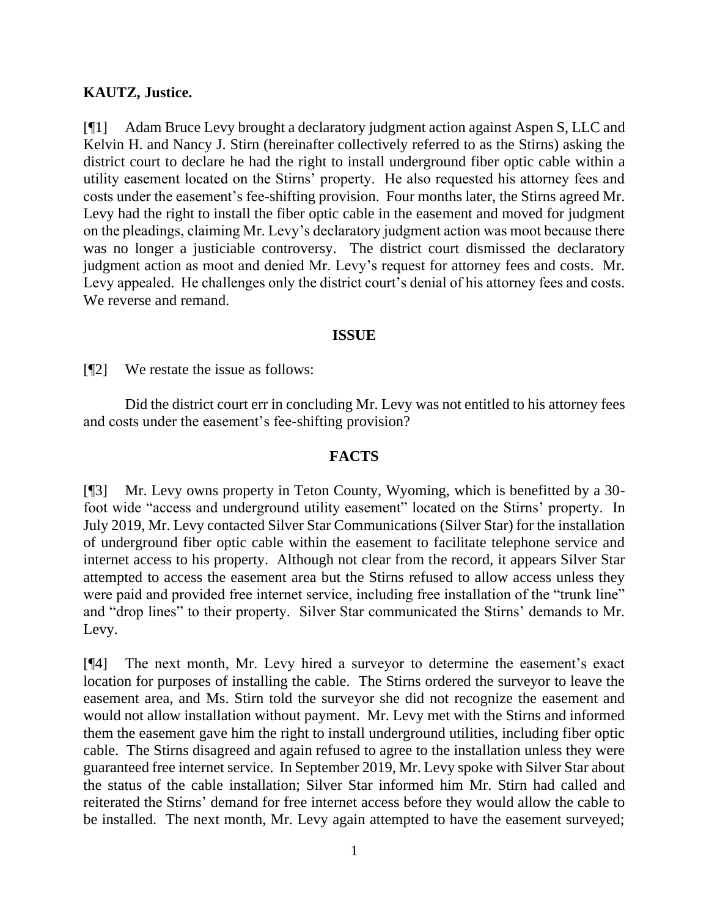**KAUTZ, Justice.**

[¶1] Adam Bruce Levy brought a declaratory judgment action against Aspen S, LLC and Kelvin H. and Nancy J. Stirn (hereinafter collectively referred to as the Stirns) asking the district court to declare he had the right to install underground fiber optic cable within a utility easement located on the Stirns' property. He also requested his attorney fees and costs under the easement's fee-shifting provision. Four months later, the Stirns agreed Mr. Levy had the right to install the fiber optic cable in the easement and moved for judgment on the pleadings, claiming Mr. Levy's declaratory judgment action was moot because there was no longer a justiciable controversy. The district court dismissed the declaratory judgment action as moot and denied Mr. Levy's request for attorney fees and costs. Mr. Levy appealed. He challenges only the district court's denial of his attorney fees and costs. We reverse and remand.

## ISSUE

[¶2] We restate the issue as follows:

Did the district court err in concluding Mr. Levy was not entitled to his attorney fees and costs under the easement's fee-shifting provision?

## FACTS

[¶3] Mr. Levy owns property in Teton County, Wyoming, which is benefitted by a 30-foot wide "access and underground utility easement" located on the Stirns' property. In July 2019, Mr. Levy contacted Silver Star Communications (Silver Star) for the installation of underground fiber optic cable within the easement to facilitate telephone service and internet access to his property. Although not clear from the record, it appears Silver Star attempted to access the easement area but the Stirns refused to allow access unless they were paid and provided free internet service, including free installation of the "trunk line" and "drop lines" to their property. Silver Star communicated the Stirns' demands to Mr. Levy.

[¶4] The next month, Mr. Levy hired a surveyor to determine the easement's exact location for purposes of installing the cable. The Stirns ordered the surveyor to leave the easement area, and Ms. Stirn told the surveyor she did not recognize the easement and would not allow installation without payment. Mr. Levy met with the Stirns and informed them the easement gave him the right to install underground utilities, including fiber optic cable. The Stirns disagreed and again refused to agree to the installation unless they were guaranteed free internet service. In September 2019, Mr. Levy spoke with Silver Star about the status of the cable installation; Silver Star informed him Mr. Stirn had called and reiterated the Stirns' demand for free internet access before they would allow the cable to be installed. The next month, Mr. Levy again attempted to have the easement surveyed;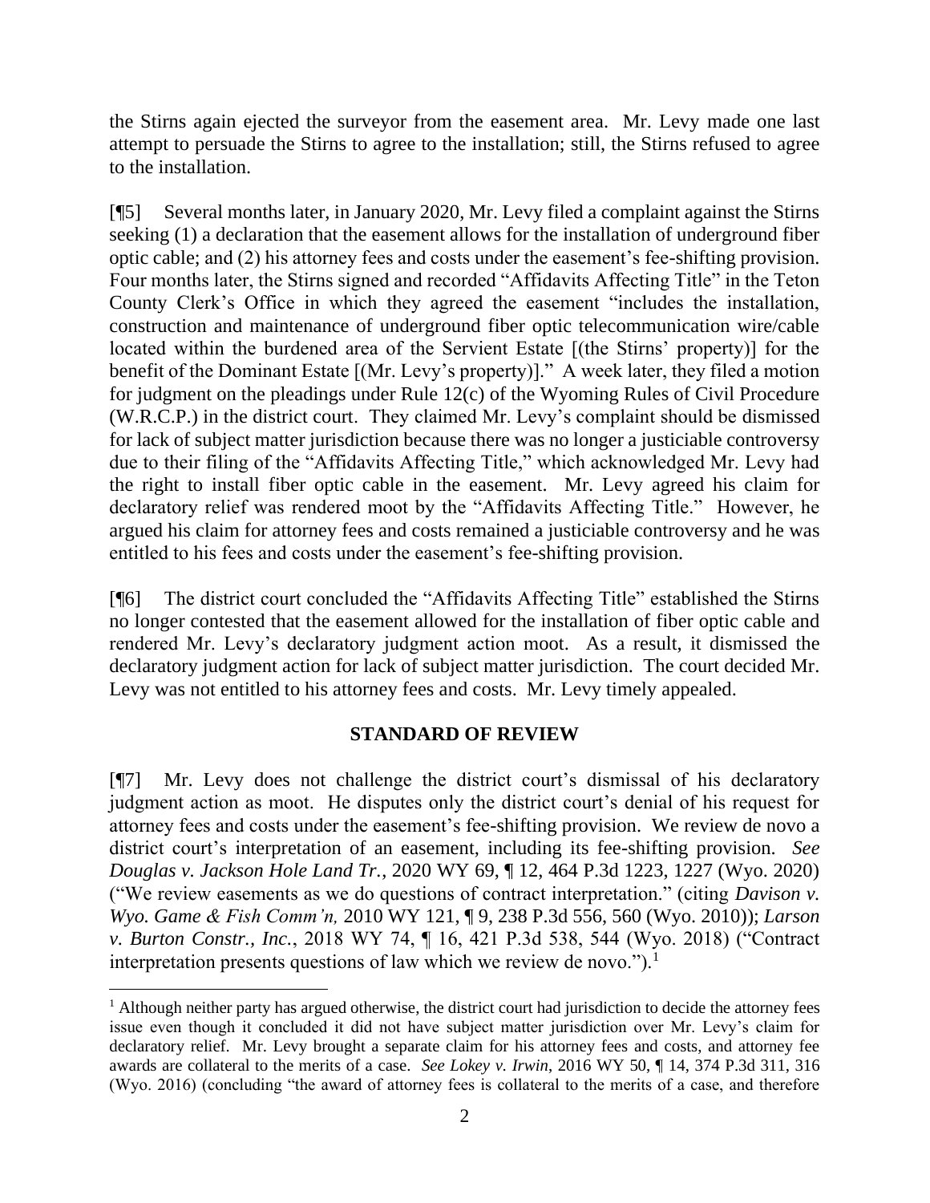the Stirns again ejected the surveyor from the easement area. Mr. Levy made one last attempt to persuade the Stirns to agree to the installation; still, the Stirns refused to agree to the installation.

[¶5] Several months later, in January 2020, Mr. Levy filed a complaint against the Stirns seeking (1) a declaration that the easement allows for the installation of underground fiber optic cable; and (2) his attorney fees and costs under the easement's fee-shifting provision. Four months later, the Stirns signed and recorded "Affidavits Affecting Title" in the Teton County Clerk's Office in which they agreed the easement "includes the installation, construction and maintenance of underground fiber optic telecommunication wire/cable located within the burdened area of the Servient Estate [(the Stirns' property)] for the benefit of the Dominant Estate [(Mr. Levy's property)]." A week later, they filed a motion for judgment on the pleadings under Rule 12(c) of the Wyoming Rules of Civil Procedure (W.R.C.P.) in the district court. They claimed Mr. Levy's complaint should be dismissed for lack of subject matter jurisdiction because there was no longer a justiciable controversy due to their filing of the "Affidavits Affecting Title," which acknowledged Mr. Levy had the right to install fiber optic cable in the easement. Mr. Levy agreed his claim for declaratory relief was rendered moot by the "Affidavits Affecting Title." However, he argued his claim for attorney fees and costs remained a justiciable controversy and he was entitled to his fees and costs under the easement's fee-shifting provision.

[¶6] The district court concluded the "Affidavits Affecting Title" established the Stirns no longer contested that the easement allowed for the installation of fiber optic cable and rendered Mr. Levy's declaratory judgment action moot. As a result, it dismissed the declaratory judgment action for lack of subject matter jurisdiction. The court decided Mr. Levy was not entitled to his attorney fees and costs. Mr. Levy timely appealed.

## STANDARD OF REVIEW

[¶7] Mr. Levy does not challenge the district court's dismissal of his declaratory judgment action as moot. He disputes only the district court's denial of his request for attorney fees and costs under the easement's fee-shifting provision. We review de novo a district court's interpretation of an easement, including its fee-shifting provision. *See Douglas v. Jackson Hole Land Tr.*, 2020 WY 69, ¶ 12, 464 P.3d 1223, 1227 (Wyo. 2020) ("We review easements as we do questions of contract interpretation." (citing *Davison v. Wyo. Game & Fish Comm'n,* 2010 WY 121, ¶ 9, 238 P.3d 556, 560 (Wyo. 2010)); *Larson v. Burton Constr., Inc.*, 2018 WY 74, ¶ 16, 421 P.3d 538, 544 (Wyo. 2018) ("Contract interpretation presents questions of law which we review de novo.").[1]

---

[1] Although neither party has argued otherwise, the district court had jurisdiction to decide the attorney fees issue even though it concluded it did not have subject matter jurisdiction over Mr. Levy's claim for declaratory relief. Mr. Levy brought a separate claim for his attorney fees and costs, and attorney fee awards are collateral to the merits of a case. *See Lokey v. Irwin*, 2016 WY 50, ¶ 14, 374 P.3d 311, 316 (Wyo. 2016) (concluding "the award of attorney fees is collateral to the merits of a case, and therefore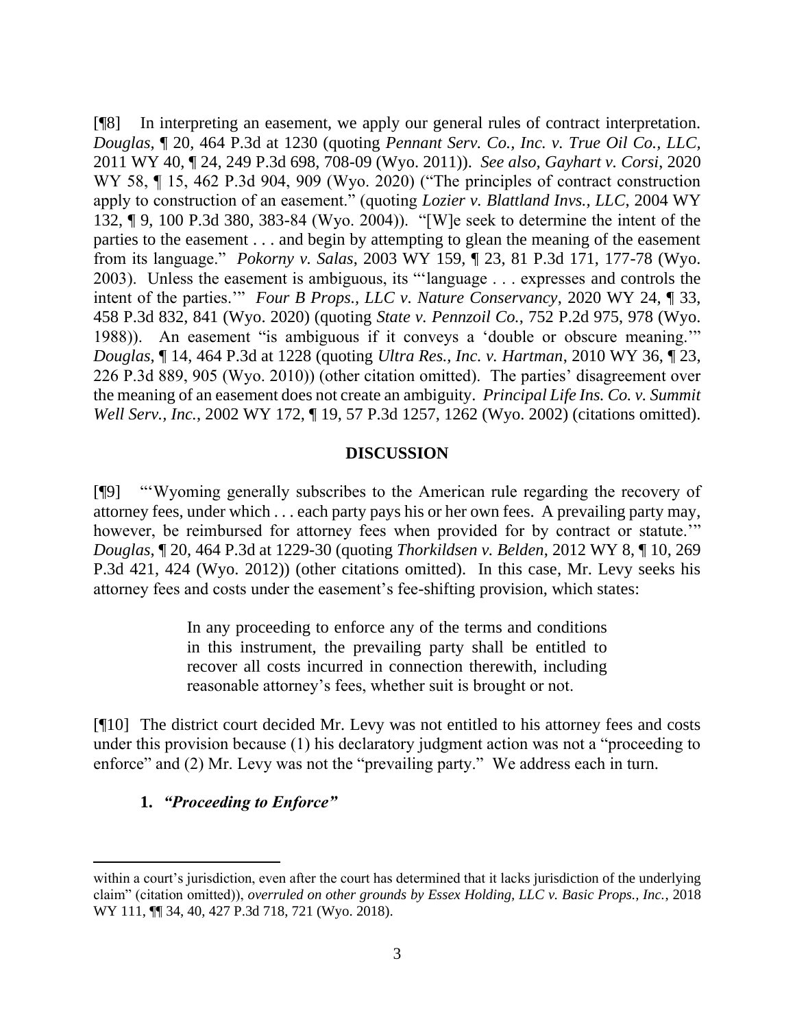[¶8] In interpreting an easement, we apply our general rules of contract interpretation. *Douglas*, ¶ 20, 464 P.3d at 1230 (quoting *Pennant Serv. Co., Inc. v. True Oil Co., LLC*, 2011 WY 40, ¶ 24, 249 P.3d 698, 708-09 (Wyo. 2011)). *See also, Gayhart v. Corsi*, 2020 WY 58, ¶ 15, 462 P.3d 904, 909 (Wyo. 2020) ("The principles of contract construction apply to construction of an easement." (quoting *Lozier v. Blattland Invs., LLC*, 2004 WY 132, ¶ 9, 100 P.3d 380, 383-84 (Wyo. 2004)). "[W]e seek to determine the intent of the parties to the easement . . . and begin by attempting to glean the meaning of the easement from its language." *Pokorny v. Salas*, 2003 WY 159, ¶ 23, 81 P.3d 171, 177-78 (Wyo. 2003). Unless the easement is ambiguous, its "'language . . . expresses and controls the intent of the parties.'" *Four B Props., LLC v. Nature Conservancy*, 2020 WY 24, ¶ 33, 458 P.3d 832, 841 (Wyo. 2020) (quoting *State v. Pennzoil Co.*, 752 P.2d 975, 978 (Wyo. 1988)). An easement "is ambiguous if it conveys a 'double or obscure meaning.'" *Douglas*, ¶ 14, 464 P.3d at 1228 (quoting *Ultra Res., Inc. v. Hartman*, 2010 WY 36, ¶ 23, 226 P.3d 889, 905 (Wyo. 2010)) (other citation omitted). The parties' disagreement over the meaning of an easement does not create an ambiguity. *Principal Life Ins. Co. v. Summit Well Serv., Inc.*, 2002 WY 172, ¶ 19, 57 P.3d 1257, 1262 (Wyo. 2002) (citations omitted).

**DISCUSSION**

[¶9] "'Wyoming generally subscribes to the American rule regarding the recovery of attorney fees, under which . . . each party pays his or her own fees. A prevailing party may, however, be reimbursed for attorney fees when provided for by contract or statute.'" *Douglas*, ¶ 20, 464 P.3d at 1229-30 (quoting *Thorkildsen v. Belden*, 2012 WY 8, ¶ 10, 269 P.3d 421, 424 (Wyo. 2012)) (other citations omitted). In this case, Mr. Levy seeks his attorney fees and costs under the easement's fee-shifting provision, which states:

> In any proceeding to enforce any of the terms and conditions in this instrument, the prevailing party shall be entitled to recover all costs incurred in connection therewith, including reasonable attorney's fees, whether suit is brought or not.

[¶10] The district court decided Mr. Levy was not entitled to his attorney fees and costs under this provision because (1) his declaratory judgment action was not a "proceeding to enforce" and (2) Mr. Levy was not the "prevailing party." We address each in turn.

**1. *"Proceeding to Enforce"***

within a court's jurisdiction, even after the court has determined that it lacks jurisdiction of the underlying claim" (citation omitted)), *overruled on other grounds by Essex Holding, LLC v. Basic Props., Inc.*, 2018 WY 111, ¶¶ 34, 40, 427 P.3d 718, 721 (Wyo. 2018).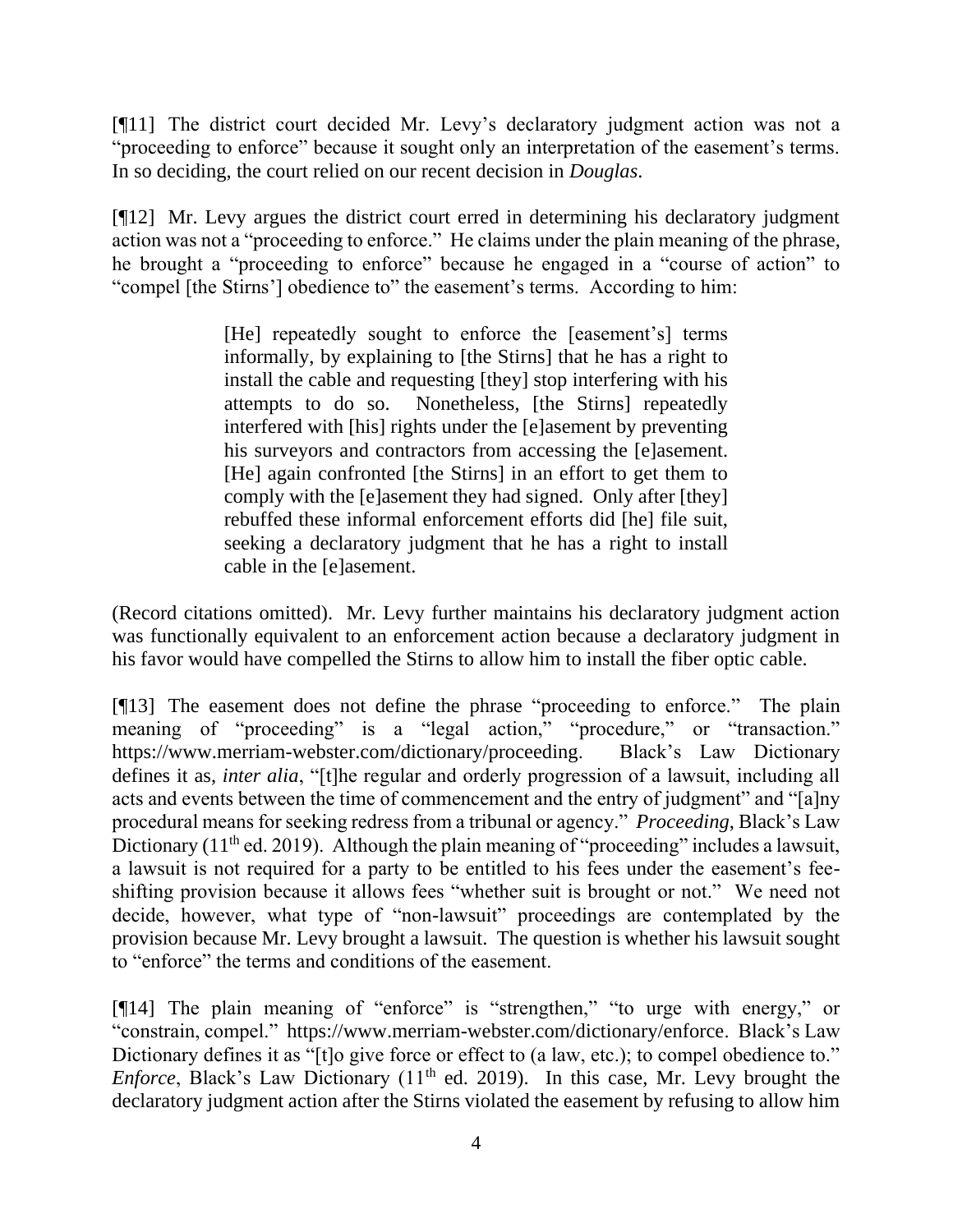[¶11] The district court decided Mr. Levy's declaratory judgment action was not a "proceeding to enforce" because it sought only an interpretation of the easement's terms. In so deciding, the court relied on our recent decision in *Douglas*.

[¶12] Mr. Levy argues the district court erred in determining his declaratory judgment action was not a "proceeding to enforce." He claims under the plain meaning of the phrase, he brought a "proceeding to enforce" because he engaged in a "course of action" to "compel [the Stirns'] obedience to" the easement's terms. According to him:

> [He] repeatedly sought to enforce the [easement's] terms informally, by explaining to [the Stirns] that he has a right to install the cable and requesting [they] stop interfering with his attempts to do so. Nonetheless, [the Stirns] repeatedly interfered with [his] rights under the [e]asement by preventing his surveyors and contractors from accessing the [e]asement. [He] again confronted [the Stirns] in an effort to get them to comply with the [e]asement they had signed. Only after [they] rebuffed these informal enforcement efforts did [he] file suit, seeking a declaratory judgment that he has a right to install cable in the [e]asement.

(Record citations omitted). Mr. Levy further maintains his declaratory judgment action was functionally equivalent to an enforcement action because a declaratory judgment in his favor would have compelled the Stirns to allow him to install the fiber optic cable.

[¶13] The easement does not define the phrase "proceeding to enforce." The plain meaning of "proceeding" is a "legal action," "procedure," or "transaction." https://www.merriam-webster.com/dictionary/proceeding. Black's Law Dictionary defines it as, *inter alia*, "[t]he regular and orderly progression of a lawsuit, including all acts and events between the time of commencement and the entry of judgment" and "[a]ny procedural means for seeking redress from a tribunal or agency." *Proceeding*, Black's Law Dictionary (11th ed. 2019). Although the plain meaning of "proceeding" includes a lawsuit, a lawsuit is not required for a party to be entitled to his fees under the easement's fee-shifting provision because it allows fees "whether suit is brought or not." We need not decide, however, what type of "non-lawsuit" proceedings are contemplated by the provision because Mr. Levy brought a lawsuit. The question is whether his lawsuit sought to "enforce" the terms and conditions of the easement.

[¶14] The plain meaning of "enforce" is "strengthen," "to urge with energy," or "constrain, compel." https://www.merriam-webster.com/dictionary/enforce. Black's Law Dictionary defines it as "[t]o give force or effect to (a law, etc.); to compel obedience to." *Enforce*, Black's Law Dictionary (11th ed. 2019). In this case, Mr. Levy brought the declaratory judgment action after the Stirns violated the easement by refusing to allow him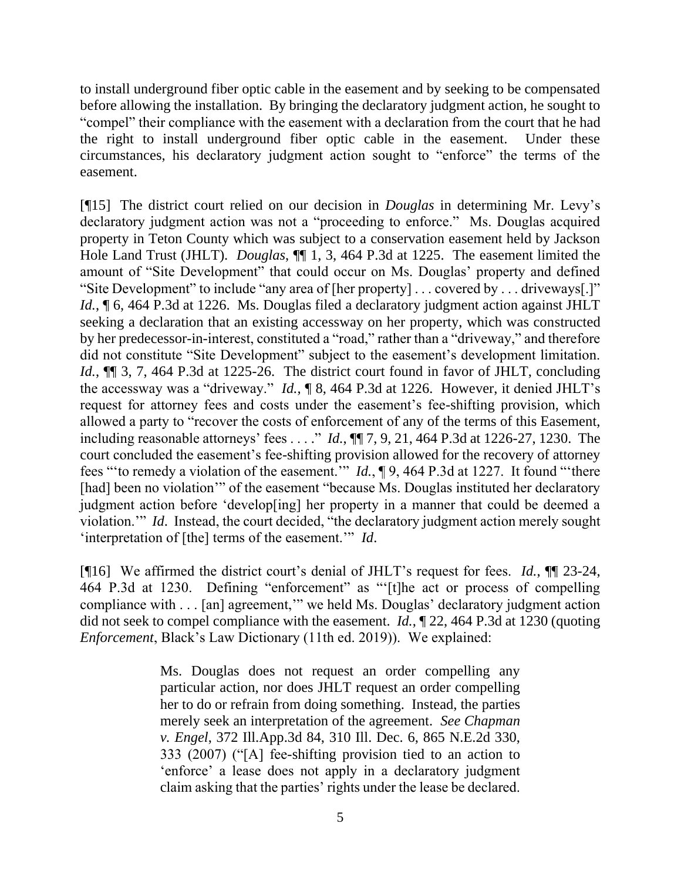to install underground fiber optic cable in the easement and by seeking to be compensated before allowing the installation. By bringing the declaratory judgment action, he sought to "compel" their compliance with the easement with a declaration from the court that he had the right to install underground fiber optic cable in the easement. Under these circumstances, his declaratory judgment action sought to "enforce" the terms of the easement.

[¶15] The district court relied on our decision in *Douglas* in determining Mr. Levy's declaratory judgment action was not a "proceeding to enforce." Ms. Douglas acquired property in Teton County which was subject to a conservation easement held by Jackson Hole Land Trust (JHLT). *Douglas*, ¶¶ 1, 3, 464 P.3d at 1225. The easement limited the amount of "Site Development" that could occur on Ms. Douglas' property and defined "Site Development" to include "any area of [her property] . . . covered by . . . driveways[.]" *Id.*, ¶ 6, 464 P.3d at 1226. Ms. Douglas filed a declaratory judgment action against JHLT seeking a declaration that an existing accessway on her property, which was constructed by her predecessor-in-interest, constituted a "road," rather than a "driveway," and therefore did not constitute "Site Development" subject to the easement's development limitation. *Id.*, ¶¶ 3, 7, 464 P.3d at 1225-26. The district court found in favor of JHLT, concluding the accessway was a "driveway." *Id.*, ¶ 8, 464 P.3d at 1226. However, it denied JHLT's request for attorney fees and costs under the easement's fee-shifting provision, which allowed a party to "recover the costs of enforcement of any of the terms of this Easement, including reasonable attorneys' fees . . . ." *Id.*, ¶¶ 7, 9, 21, 464 P.3d at 1226-27, 1230. The court concluded the easement's fee-shifting provision allowed for the recovery of attorney fees "'to remedy a violation of the easement.'" *Id.*, ¶ 9, 464 P.3d at 1227. It found "'there [had] been no violation'" of the easement "because Ms. Douglas instituted her declaratory judgment action before 'develop[ing] her property in a manner that could be deemed a violation.'" *Id*. Instead, the court decided, "the declaratory judgment action merely sought 'interpretation of [the] terms of the easement.'" *Id*.

[¶16] We affirmed the district court's denial of JHLT's request for fees. *Id.*, ¶¶ 23-24, 464 P.3d at 1230. Defining "enforcement" as "'[t]he act or process of compelling compliance with . . . [an] agreement,'" we held Ms. Douglas' declaratory judgment action did not seek to compel compliance with the easement. *Id.*, ¶ 22, 464 P.3d at 1230 (quoting *Enforcement*, Black's Law Dictionary (11th ed. 2019)). We explained:

> Ms. Douglas does not request an order compelling any particular action, nor does JHLT request an order compelling her to do or refrain from doing something. Instead, the parties merely seek an interpretation of the agreement. *See Chapman v. Engel*, 372 Ill.App.3d 84, 310 Ill. Dec. 6, 865 N.E.2d 330, 333 (2007) ("[A] fee-shifting provision tied to an action to 'enforce' a lease does not apply in a declaratory judgment claim asking that the parties' rights under the lease be declared.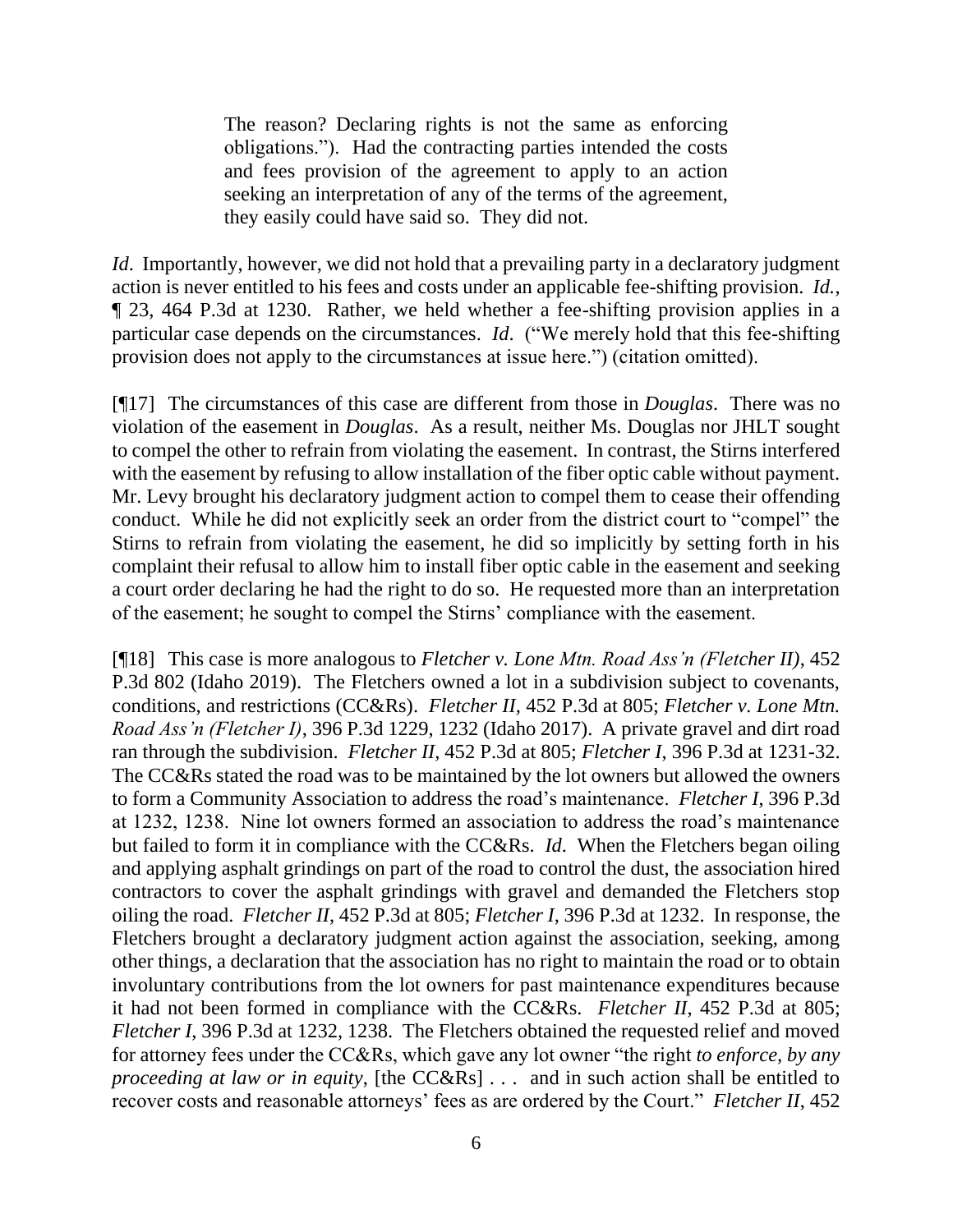> The reason? Declaring rights is not the same as enforcing obligations."). Had the contracting parties intended the costs and fees provision of the agreement to apply to an action seeking an interpretation of any of the terms of the agreement, they easily could have said so. They did not.

*Id*. Importantly, however, we did not hold that a prevailing party in a declaratory judgment action is never entitled to his fees and costs under an applicable fee-shifting provision. *Id.*, ¶ 23, 464 P.3d at 1230. Rather, we held whether a fee-shifting provision applies in a particular case depends on the circumstances. *Id*. ("We merely hold that this fee-shifting provision does not apply to the circumstances at issue here.") (citation omitted).

[¶17] The circumstances of this case are different from those in *Douglas*. There was no violation of the easement in *Douglas*. As a result, neither Ms. Douglas nor JHLT sought to compel the other to refrain from violating the easement. In contrast, the Stirns interfered with the easement by refusing to allow installation of the fiber optic cable without payment. Mr. Levy brought his declaratory judgment action to compel them to cease their offending conduct. While he did not explicitly seek an order from the district court to "compel" the Stirns to refrain from violating the easement, he did so implicitly by setting forth in his complaint their refusal to allow him to install fiber optic cable in the easement and seeking a court order declaring he had the right to do so. He requested more than an interpretation of the easement; he sought to compel the Stirns' compliance with the easement.

[¶18] This case is more analogous to *Fletcher v. Lone Mtn. Road Ass'n (Fletcher II)*, 452 P.3d 802 (Idaho 2019). The Fletchers owned a lot in a subdivision subject to covenants, conditions, and restrictions (CC&Rs). *Fletcher II*, 452 P.3d at 805; *Fletcher v. Lone Mtn. Road Ass'n (Fletcher I)*, 396 P.3d 1229, 1232 (Idaho 2017). A private gravel and dirt road ran through the subdivision. *Fletcher II*, 452 P.3d at 805; *Fletcher I*, 396 P.3d at 1231-32. The CC&Rs stated the road was to be maintained by the lot owners but allowed the owners to form a Community Association to address the road's maintenance. *Fletcher I*, 396 P.3d at 1232, 1238. Nine lot owners formed an association to address the road's maintenance but failed to form it in compliance with the CC&Rs. *Id*. When the Fletchers began oiling and applying asphalt grindings on part of the road to control the dust, the association hired contractors to cover the asphalt grindings with gravel and demanded the Fletchers stop oiling the road. *Fletcher II*, 452 P.3d at 805; *Fletcher I*, 396 P.3d at 1232. In response, the Fletchers brought a declaratory judgment action against the association, seeking, among other things, a declaration that the association has no right to maintain the road or to obtain involuntary contributions from the lot owners for past maintenance expenditures because it had not been formed in compliance with the CC&Rs. *Fletcher II*, 452 P.3d at 805; *Fletcher I*, 396 P.3d at 1232, 1238. The Fletchers obtained the requested relief and moved for attorney fees under the CC&Rs, which gave any lot owner "the right *to enforce, by any proceeding at law or in equity*, [the CC&Rs] . . . and in such action shall be entitled to recover costs and reasonable attorneys' fees as are ordered by the Court." *Fletcher II*, 452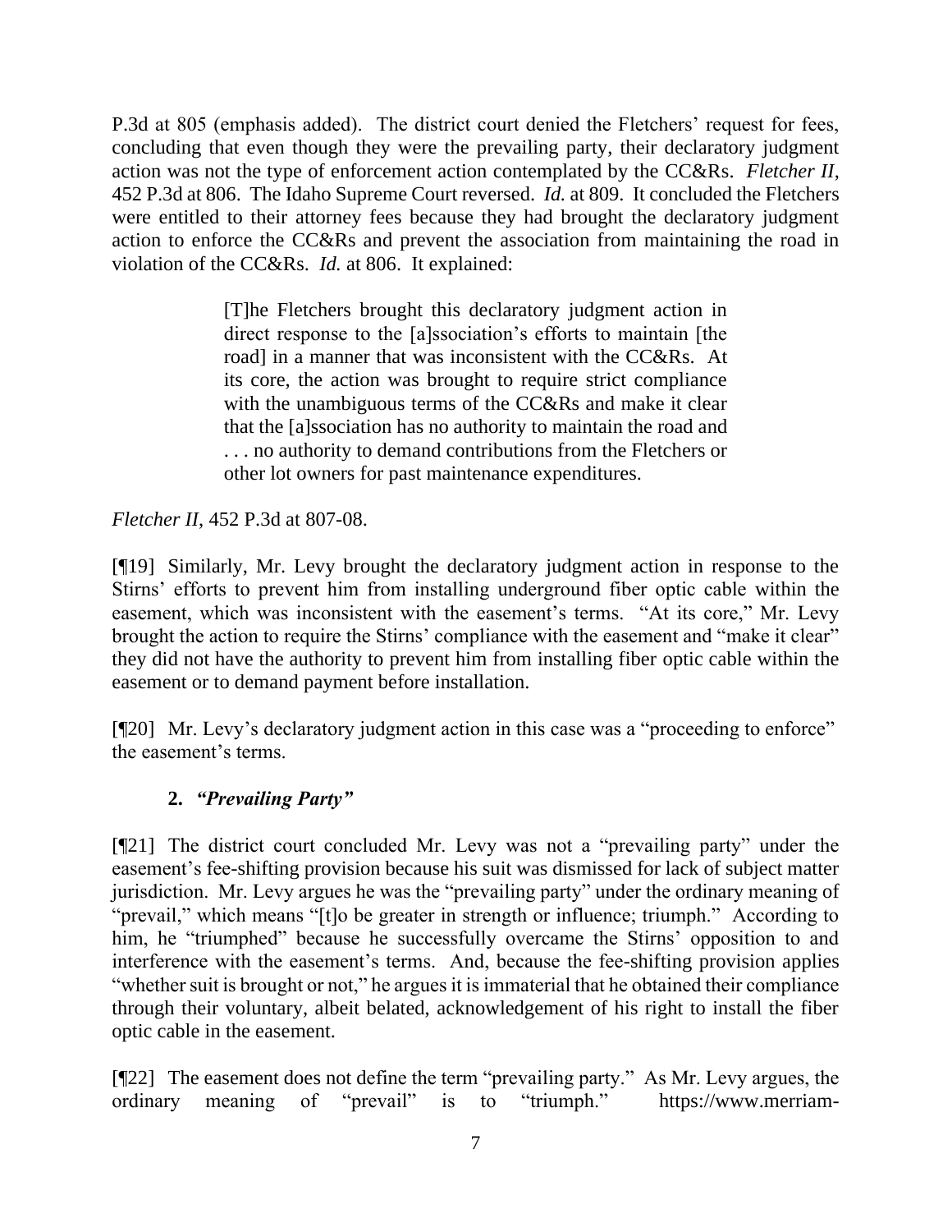P.3d at 805 (emphasis added). The district court denied the Fletchers' request for fees, concluding that even though they were the prevailing party, their declaratory judgment action was not the type of enforcement action contemplated by the CC&Rs. *Fletcher II*, 452 P.3d at 806. The Idaho Supreme Court reversed. *Id.* at 809. It concluded the Fletchers were entitled to their attorney fees because they had brought the declaratory judgment action to enforce the CC&Rs and prevent the association from maintaining the road in violation of the CC&Rs. *Id.* at 806. It explained:

> [T]he Fletchers brought this declaratory judgment action in direct response to the [a]ssociation's efforts to maintain [the road] in a manner that was inconsistent with the CC&Rs. At its core, the action was brought to require strict compliance with the unambiguous terms of the CC&Rs and make it clear that the [a]ssociation has no authority to maintain the road and . . . no authority to demand contributions from the Fletchers or other lot owners for past maintenance expenditures.

*Fletcher II*, 452 P.3d at 807-08.

[¶19] Similarly, Mr. Levy brought the declaratory judgment action in response to the Stirns' efforts to prevent him from installing underground fiber optic cable within the easement, which was inconsistent with the easement's terms. "At its core," Mr. Levy brought the action to require the Stirns' compliance with the easement and "make it clear" they did not have the authority to prevent him from installing fiber optic cable within the easement or to demand payment before installation.

[¶20] Mr. Levy's declaratory judgment action in this case was a "proceeding to enforce" the easement's terms.

**2. *"Prevailing Party"***

[¶21] The district court concluded Mr. Levy was not a "prevailing party" under the easement's fee-shifting provision because his suit was dismissed for lack of subject matter jurisdiction. Mr. Levy argues he was the "prevailing party" under the ordinary meaning of "prevail," which means "[t]o be greater in strength or influence; triumph." According to him, he "triumphed" because he successfully overcame the Stirns' opposition to and interference with the easement's terms. And, because the fee-shifting provision applies "whether suit is brought or not," he argues it is immaterial that he obtained their compliance through their voluntary, albeit belated, acknowledgement of his right to install the fiber optic cable in the easement.

[¶22] The easement does not define the term "prevailing party." As Mr. Levy argues, the ordinary meaning of "prevail" is to "triumph." https://www.merriam-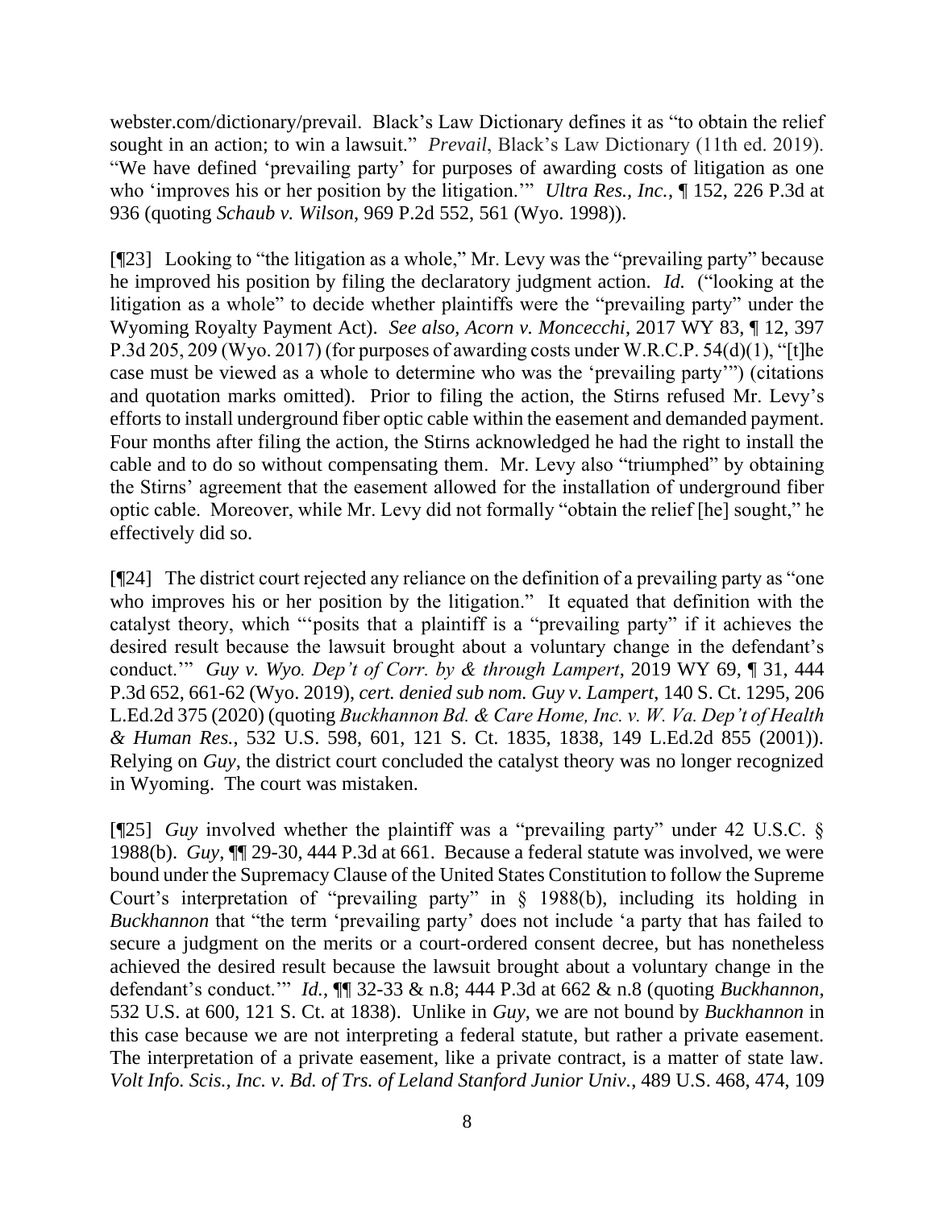webster.com/dictionary/prevail. Black's Law Dictionary defines it as "to obtain the relief sought in an action; to win a lawsuit." *Prevail*, Black's Law Dictionary (11th ed. 2019). "We have defined 'prevailing party' for purposes of awarding costs of litigation as one who 'improves his or her position by the litigation.'" *Ultra Res., Inc.*, ¶ 152, 226 P.3d at 936 (quoting *Schaub v. Wilson*, 969 P.2d 552, 561 (Wyo. 1998)).

[¶23] Looking to "the litigation as a whole," Mr. Levy was the "prevailing party" because he improved his position by filing the declaratory judgment action. *Id.* ("looking at the litigation as a whole" to decide whether plaintiffs were the "prevailing party" under the Wyoming Royalty Payment Act). *See also, Acorn v. Moncecchi*, 2017 WY 83, ¶ 12, 397 P.3d 205, 209 (Wyo. 2017) (for purposes of awarding costs under W.R.C.P. 54(d)(1), "[t]he case must be viewed as a whole to determine who was the 'prevailing party'") (citations and quotation marks omitted). Prior to filing the action, the Stirns refused Mr. Levy's efforts to install underground fiber optic cable within the easement and demanded payment. Four months after filing the action, the Stirns acknowledged he had the right to install the cable and to do so without compensating them. Mr. Levy also "triumphed" by obtaining the Stirns' agreement that the easement allowed for the installation of underground fiber optic cable. Moreover, while Mr. Levy did not formally "obtain the relief [he] sought," he effectively did so.

[¶24] The district court rejected any reliance on the definition of a prevailing party as "one who improves his or her position by the litigation." It equated that definition with the catalyst theory, which "'posits that a plaintiff is a "prevailing party" if it achieves the desired result because the lawsuit brought about a voluntary change in the defendant's conduct.'" *Guy v. Wyo. Dep't of Corr. by & through Lampert*, 2019 WY 69, ¶ 31, 444 P.3d 652, 661-62 (Wyo. 2019), *cert. denied sub nom. Guy v. Lampert*, 140 S. Ct. 1295, 206 L.Ed.2d 375 (2020) (quoting *Buckhannon Bd. & Care Home, Inc. v. W. Va. Dep't of Health & Human Res.*, 532 U.S. 598, 601, 121 S. Ct. 1835, 1838, 149 L.Ed.2d 855 (2001)). Relying on *Guy*, the district court concluded the catalyst theory was no longer recognized in Wyoming. The court was mistaken.

[¶25] *Guy* involved whether the plaintiff was a "prevailing party" under 42 U.S.C. § 1988(b). *Guy*, ¶¶ 29-30, 444 P.3d at 661. Because a federal statute was involved, we were bound under the Supremacy Clause of the United States Constitution to follow the Supreme Court's interpretation of "prevailing party" in § 1988(b), including its holding in *Buckhannon* that "the term 'prevailing party' does not include 'a party that has failed to secure a judgment on the merits or a court-ordered consent decree, but has nonetheless achieved the desired result because the lawsuit brought about a voluntary change in the defendant's conduct.'" *Id.*, ¶¶ 32-33 & n.8; 444 P.3d at 662 & n.8 (quoting *Buckhannon*, 532 U.S. at 600, 121 S. Ct. at 1838). Unlike in *Guy*, we are not bound by *Buckhannon* in this case because we are not interpreting a federal statute, but rather a private easement. The interpretation of a private easement, like a private contract, is a matter of state law. *Volt Info. Scis., Inc. v. Bd. of Trs. of Leland Stanford Junior Univ.*, 489 U.S. 468, 474, 109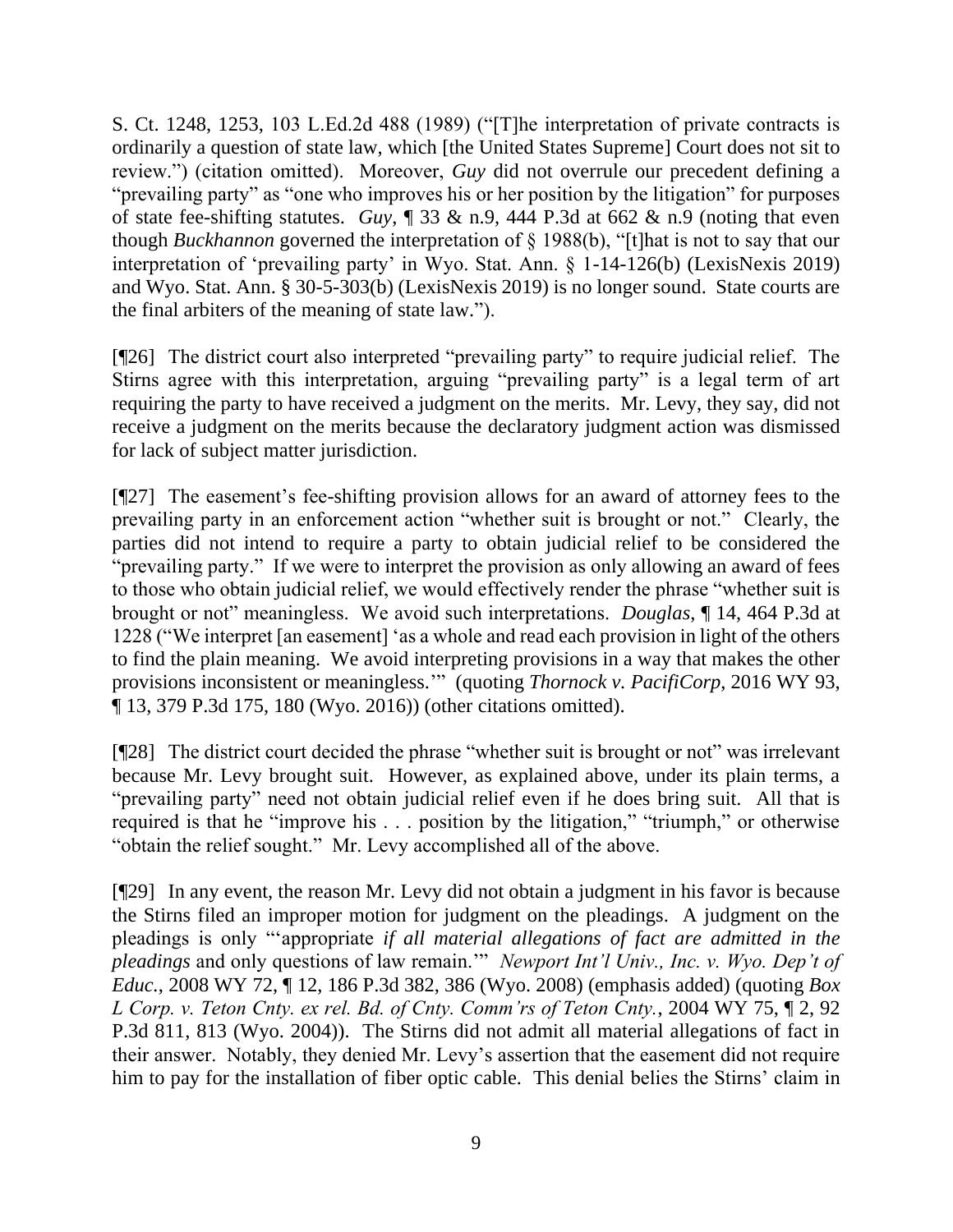S. Ct. 1248, 1253, 103 L.Ed.2d 488 (1989) ("[T]he interpretation of private contracts is ordinarily a question of state law, which [the United States Supreme] Court does not sit to review.") (citation omitted). Moreover, *Guy* did not overrule our precedent defining a "prevailing party" as "one who improves his or her position by the litigation" for purposes of state fee-shifting statutes. *Guy*, ¶ 33 & n.9, 444 P.3d at 662 & n.9 (noting that even though *Buckhannon* governed the interpretation of § 1988(b), "[t]hat is not to say that our interpretation of 'prevailing party' in Wyo. Stat. Ann. § 1-14-126(b) (LexisNexis 2019) and Wyo. Stat. Ann. § 30-5-303(b) (LexisNexis 2019) is no longer sound. State courts are the final arbiters of the meaning of state law.").

[¶26] The district court also interpreted "prevailing party" to require judicial relief. The Stirns agree with this interpretation, arguing "prevailing party" is a legal term of art requiring the party to have received a judgment on the merits. Mr. Levy, they say, did not receive a judgment on the merits because the declaratory judgment action was dismissed for lack of subject matter jurisdiction.

[¶27] The easement's fee-shifting provision allows for an award of attorney fees to the prevailing party in an enforcement action "whether suit is brought or not." Clearly, the parties did not intend to require a party to obtain judicial relief to be considered the "prevailing party." If we were to interpret the provision as only allowing an award of fees to those who obtain judicial relief, we would effectively render the phrase "whether suit is brought or not" meaningless. We avoid such interpretations. *Douglas*, ¶ 14, 464 P.3d at 1228 ("We interpret [an easement] 'as a whole and read each provision in light of the others to find the plain meaning. We avoid interpreting provisions in a way that makes the other provisions inconsistent or meaningless.'" (quoting *Thornock v. PacifiCorp*, 2016 WY 93, ¶ 13, 379 P.3d 175, 180 (Wyo. 2016)) (other citations omitted).

[¶28] The district court decided the phrase "whether suit is brought or not" was irrelevant because Mr. Levy brought suit. However, as explained above, under its plain terms, a "prevailing party" need not obtain judicial relief even if he does bring suit. All that is required is that he "improve his . . . position by the litigation," "triumph," or otherwise "obtain the relief sought." Mr. Levy accomplished all of the above.

[¶29] In any event, the reason Mr. Levy did not obtain a judgment in his favor is because the Stirns filed an improper motion for judgment on the pleadings. A judgment on the pleadings is only "'appropriate *if all material allegations of fact are admitted in the pleadings* and only questions of law remain.'" *Newport Int'l Univ., Inc. v. Wyo. Dep't of Educ.*, 2008 WY 72, ¶ 12, 186 P.3d 382, 386 (Wyo. 2008) (emphasis added) (quoting *Box L Corp. v. Teton Cnty. ex rel. Bd. of Cnty. Comm'rs of Teton Cnty.*, 2004 WY 75, ¶ 2, 92 P.3d 811, 813 (Wyo. 2004)). The Stirns did not admit all material allegations of fact in their answer. Notably, they denied Mr. Levy's assertion that the easement did not require him to pay for the installation of fiber optic cable. This denial belies the Stirns' claim in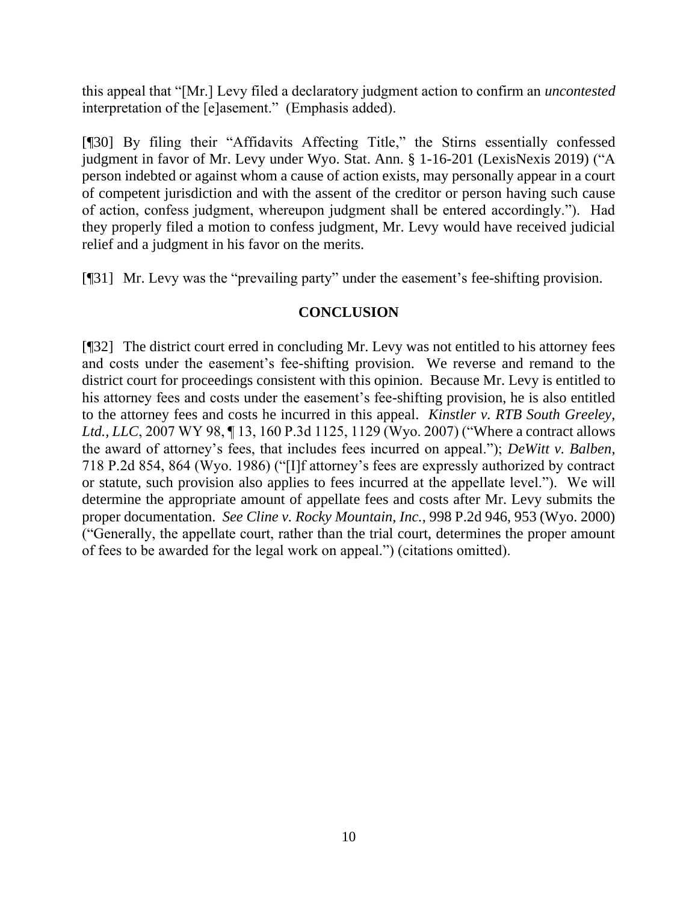this appeal that "[Mr.] Levy filed a declaratory judgment action to confirm an *uncontested* interpretation of the [e]asement." (Emphasis added).

[¶30] By filing their "Affidavits Affecting Title," the Stirns essentially confessed judgment in favor of Mr. Levy under Wyo. Stat. Ann. § 1-16-201 (LexisNexis 2019) ("A person indebted or against whom a cause of action exists, may personally appear in a court of competent jurisdiction and with the assent of the creditor or person having such cause of action, confess judgment, whereupon judgment shall be entered accordingly."). Had they properly filed a motion to confess judgment, Mr. Levy would have received judicial relief and a judgment in his favor on the merits.

[¶31] Mr. Levy was the "prevailing party" under the easement's fee-shifting provision.

## CONCLUSION

[¶32] The district court erred in concluding Mr. Levy was not entitled to his attorney fees and costs under the easement's fee-shifting provision. We reverse and remand to the district court for proceedings consistent with this opinion. Because Mr. Levy is entitled to his attorney fees and costs under the easement's fee-shifting provision, he is also entitled to the attorney fees and costs he incurred in this appeal. *Kinstler v. RTB South Greeley, Ltd., LLC*, 2007 WY 98, ¶ 13, 160 P.3d 1125, 1129 (Wyo. 2007) ("Where a contract allows the award of attorney's fees, that includes fees incurred on appeal."); *DeWitt v. Balben*, 718 P.2d 854, 864 (Wyo. 1986) ("[I]f attorney's fees are expressly authorized by contract or statute, such provision also applies to fees incurred at the appellate level."). We will determine the appropriate amount of appellate fees and costs after Mr. Levy submits the proper documentation. *See Cline v. Rocky Mountain, Inc.*, 998 P.2d 946, 953 (Wyo. 2000) ("Generally, the appellate court, rather than the trial court, determines the proper amount of fees to be awarded for the legal work on appeal.") (citations omitted).